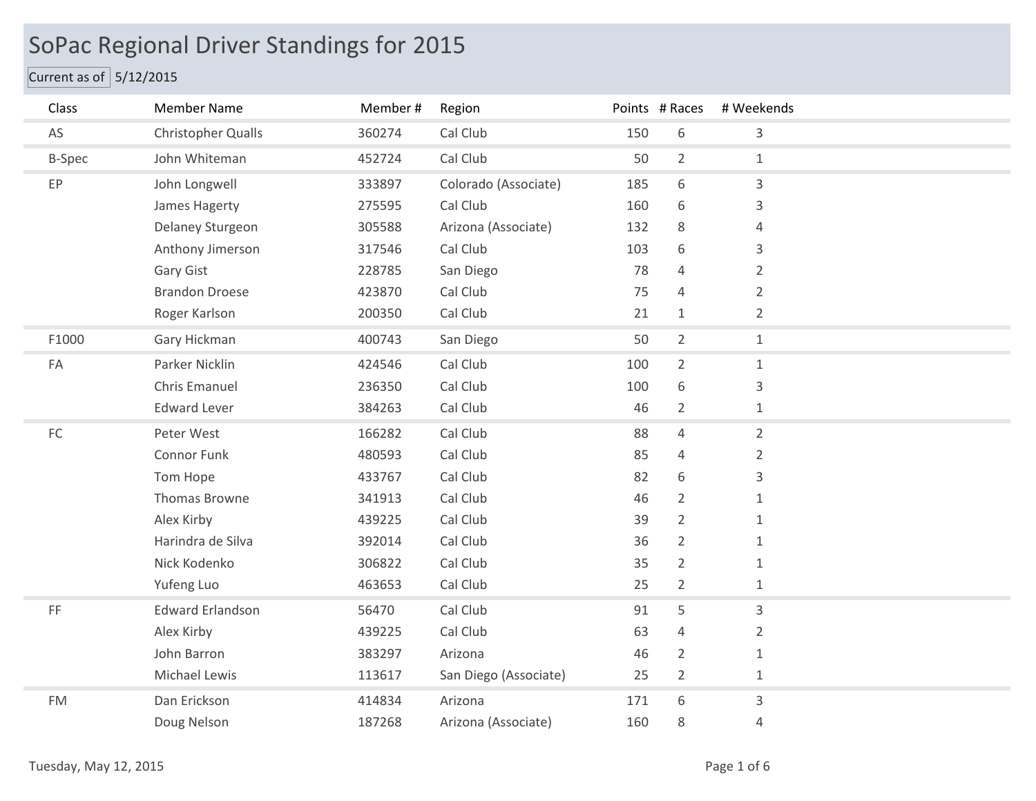# SoPac Regional Driver Standings for 2015

Current as of 5/12/2015

| Class | Member Name | Member # | Region | Points | # Races | # Weekends |
|---|---|---|---|---|---|---|
| AS | Christopher Qualls | 360274 | Cal Club | 150 | 6 | 3 |
| B-Spec | John Whiteman | 452724 | Cal Club | 50 | 2 | 1 |
| EP | John Longwell | 333897 | Colorado (Associate) | 185 | 6 | 3 |
| | James Hagerty | 275595 | Cal Club | 160 | 6 | 3 |
| | Delaney Sturgeon | 305588 | Arizona (Associate) | 132 | 8 | 4 |
| | Anthony Jimerson | 317546 | Cal Club | 103 | 6 | 3 |
| | Gary Gist | 228785 | San Diego | 78 | 4 | 2 |
| | Brandon Droese | 423870 | Cal Club | 75 | 4 | 2 |
| | Roger Karlson | 200350 | Cal Club | 21 | 1 | 2 |
| F1000 | Gary Hickman | 400743 | San Diego | 50 | 2 | 1 |
| FA | Parker Nicklin | 424546 | Cal Club | 100 | 2 | 1 |
| | Chris Emanuel | 236350 | Cal Club | 100 | 6 | 3 |
| | Edward Lever | 384263 | Cal Club | 46 | 2 | 1 |
| FC | Peter West | 166282 | Cal Club | 88 | 4 | 2 |
| | Connor Funk | 480593 | Cal Club | 85 | 4 | 2 |
| | Tom Hope | 433767 | Cal Club | 82 | 6 | 3 |
| | Thomas Browne | 341913 | Cal Club | 46 | 2 | 1 |
| | Alex Kirby | 439225 | Cal Club | 39 | 2 | 1 |
| | Harindra de Silva | 392014 | Cal Club | 36 | 2 | 1 |
| | Nick Kodenko | 306822 | Cal Club | 35 | 2 | 1 |
| | Yufeng Luo | 463653 | Cal Club | 25 | 2 | 1 |
| FF | Edward Erlandson | 56470 | Cal Club | 91 | 5 | 3 |
| | Alex Kirby | 439225 | Cal Club | 63 | 4 | 2 |
| | John Barron | 383297 | Arizona | 46 | 2 | 1 |
| | Michael Lewis | 113617 | San Diego (Associate) | 25 | 2 | 1 |
| FM | Dan Erickson | 414834 | Arizona | 171 | 6 | 3 |
| | Doug Nelson | 187268 | Arizona (Associate) | 160 | 8 | 4 |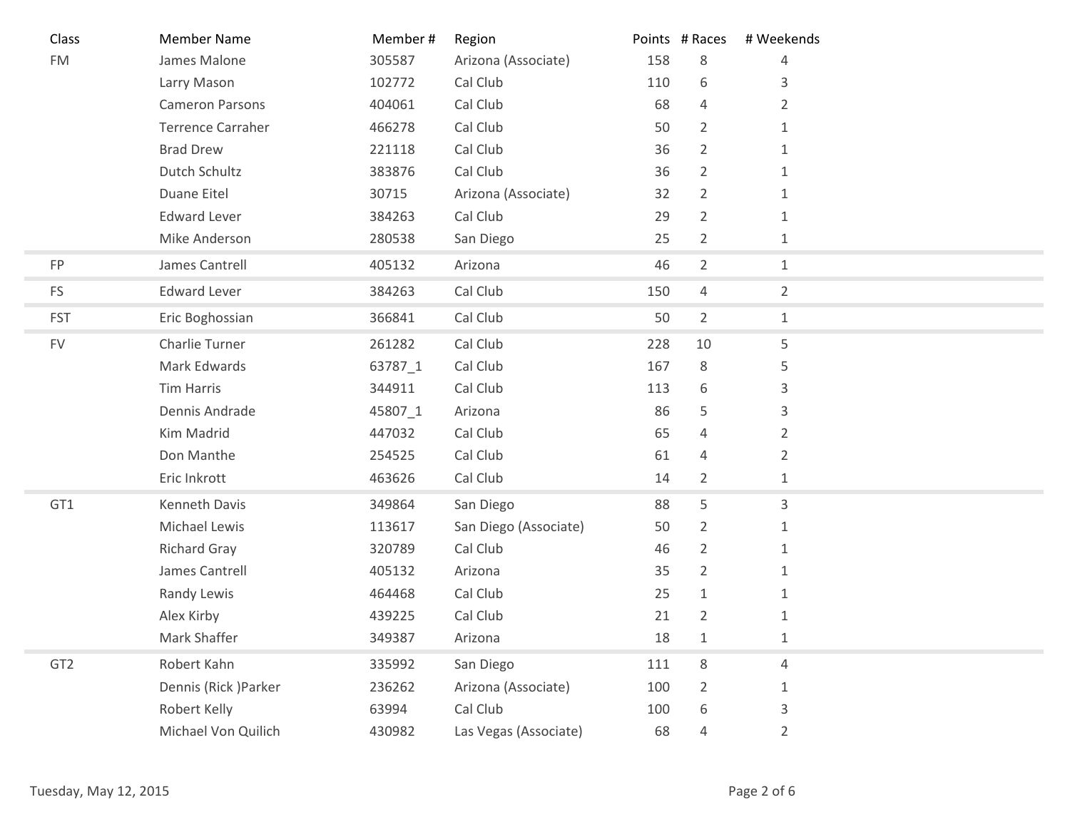| Class | Member Name | Member # | Region | Points | # Races | # Weekends |
|---|---|---|---|---|---|---|
| FM | James Malone | 305587 | Arizona (Associate) | 158 | 8 | 4 |
| | Larry Mason | 102772 | Cal Club | 110 | 6 | 3 |
| | Cameron Parsons | 404061 | Cal Club | 68 | 4 | 2 |
| | Terrence Carraher | 466278 | Cal Club | 50 | 2 | 1 |
| | Brad Drew | 221118 | Cal Club | 36 | 2 | 1 |
| | Dutch Schultz | 383876 | Cal Club | 36 | 2 | 1 |
| | Duane Eitel | 30715 | Arizona (Associate) | 32 | 2 | 1 |
| | Edward Lever | 384263 | Cal Club | 29 | 2 | 1 |
| | Mike Anderson | 280538 | San Diego | 25 | 2 | 1 |
| FP | James Cantrell | 405132 | Arizona | 46 | 2 | 1 |
| FS | Edward Lever | 384263 | Cal Club | 150 | 4 | 2 |
| FST | Eric Boghossian | 366841 | Cal Club | 50 | 2 | 1 |
| FV | Charlie Turner | 261282 | Cal Club | 228 | 10 | 5 |
| | Mark Edwards | 63787_1 | Cal Club | 167 | 8 | 5 |
| | Tim Harris | 344911 | Cal Club | 113 | 6 | 3 |
| | Dennis Andrade | 45807_1 | Arizona | 86 | 5 | 3 |
| | Kim Madrid | 447032 | Cal Club | 65 | 4 | 2 |
| | Don Manthe | 254525 | Cal Club | 61 | 4 | 2 |
| | Eric Inkrott | 463626 | Cal Club | 14 | 2 | 1 |
| GT1 | Kenneth Davis | 349864 | San Diego | 88 | 5 | 3 |
| | Michael Lewis | 113617 | San Diego (Associate) | 50 | 2 | 1 |
| | Richard Gray | 320789 | Cal Club | 46 | 2 | 1 |
| | James Cantrell | 405132 | Arizona | 35 | 2 | 1 |
| | Randy Lewis | 464468 | Cal Club | 25 | 1 | 1 |
| | Alex Kirby | 439225 | Cal Club | 21 | 2 | 1 |
| | Mark Shaffer | 349387 | Arizona | 18 | 1 | 1 |
| GT2 | Robert Kahn | 335992 | San Diego | 111 | 8 | 4 |
| | Dennis (Rick )Parker | 236262 | Arizona (Associate) | 100 | 2 | 1 |
| | Robert Kelly | 63994 | Cal Club | 100 | 6 | 3 |
| | Michael Von Quilich | 430982 | Las Vegas (Associate) | 68 | 4 | 2 |

Tuesday, May 12, 2015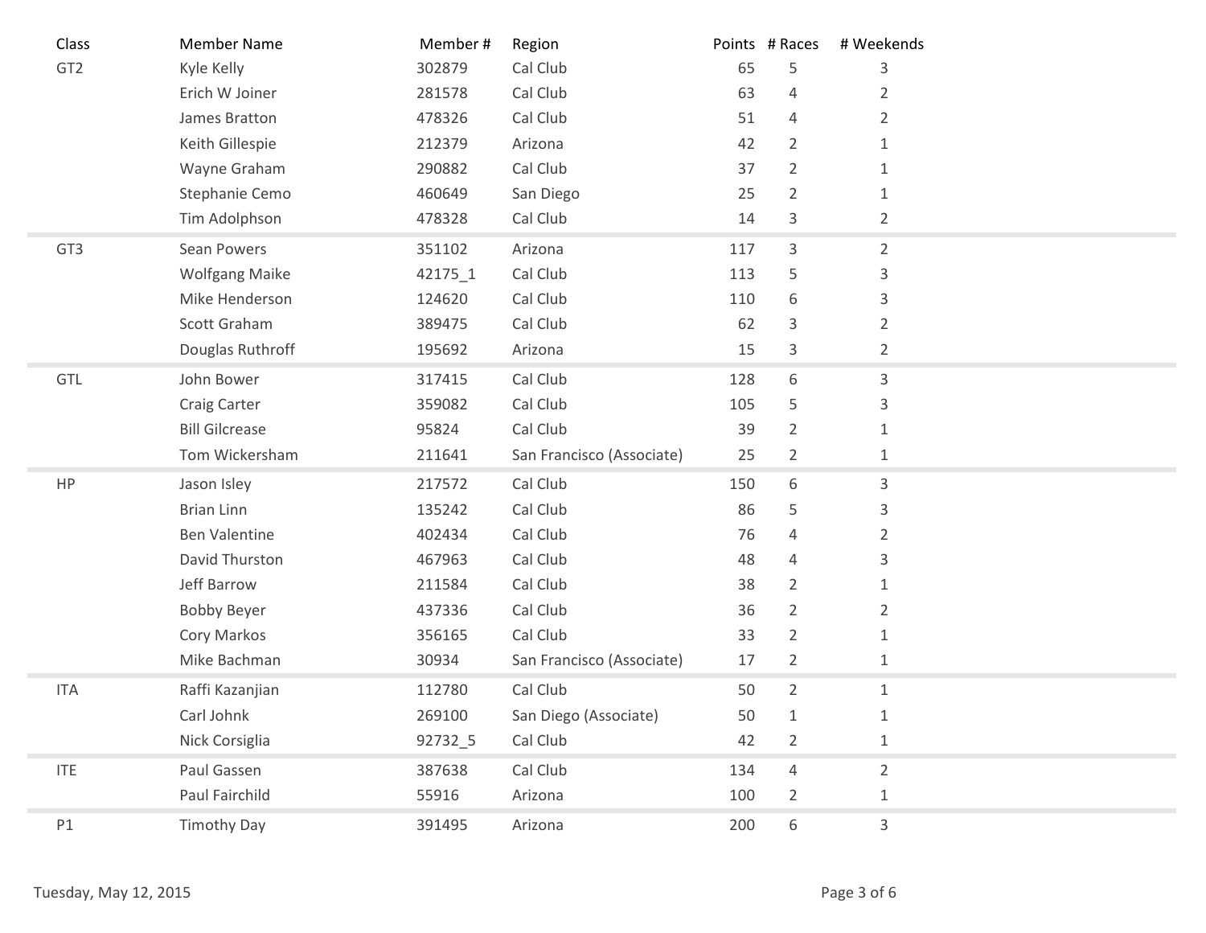| Class | Member Name | Member # | Region | Points | # Races | # Weekends |
|---|---|---|---|---|---|---|
| GT2 | Kyle Kelly | 302879 | Cal Club | 65 | 5 | 3 |
| | Erich W Joiner | 281578 | Cal Club | 63 | 4 | 2 |
| | James Bratton | 478326 | Cal Club | 51 | 4 | 2 |
| | Keith Gillespie | 212379 | Arizona | 42 | 2 | 1 |
| | Wayne Graham | 290882 | Cal Club | 37 | 2 | 1 |
| | Stephanie Cemo | 460649 | San Diego | 25 | 2 | 1 |
| | Tim Adolphson | 478328 | Cal Club | 14 | 3 | 2 |
| GT3 | Sean Powers | 351102 | Arizona | 117 | 3 | 2 |
| | Wolfgang Maike | 42175_1 | Cal Club | 113 | 5 | 3 |
| | Mike Henderson | 124620 | Cal Club | 110 | 6 | 3 |
| | Scott Graham | 389475 | Cal Club | 62 | 3 | 2 |
| | Douglas Ruthroff | 195692 | Arizona | 15 | 3 | 2 |
| GTL | John Bower | 317415 | Cal Club | 128 | 6 | 3 |
| | Craig Carter | 359082 | Cal Club | 105 | 5 | 3 |
| | Bill Gilcrease | 95824 | Cal Club | 39 | 2 | 1 |
| | Tom Wickersham | 211641 | San Francisco (Associate) | 25 | 2 | 1 |
| HP | Jason Isley | 217572 | Cal Club | 150 | 6 | 3 |
| | Brian Linn | 135242 | Cal Club | 86 | 5 | 3 |
| | Ben Valentine | 402434 | Cal Club | 76 | 4 | 2 |
| | David Thurston | 467963 | Cal Club | 48 | 4 | 3 |
| | Jeff Barrow | 211584 | Cal Club | 38 | 2 | 1 |
| | Bobby Beyer | 437336 | Cal Club | 36 | 2 | 2 |
| | Cory Markos | 356165 | Cal Club | 33 | 2 | 1 |
| | Mike Bachman | 30934 | San Francisco (Associate) | 17 | 2 | 1 |
| ITA | Raffi Kazanjian | 112780 | Cal Club | 50 | 2 | 1 |
| | Carl Johnk | 269100 | San Diego (Associate) | 50 | 1 | 1 |
| | Nick Corsiglia | 92732_5 | Cal Club | 42 | 2 | 1 |
| ITE | Paul Gassen | 387638 | Cal Club | 134 | 4 | 2 |
| | Paul Fairchild | 55916 | Arizona | 100 | 2 | 1 |
| P1 | Timothy Day | 391495 | Arizona | 200 | 6 | 3 |

Tuesday, May 12, 2015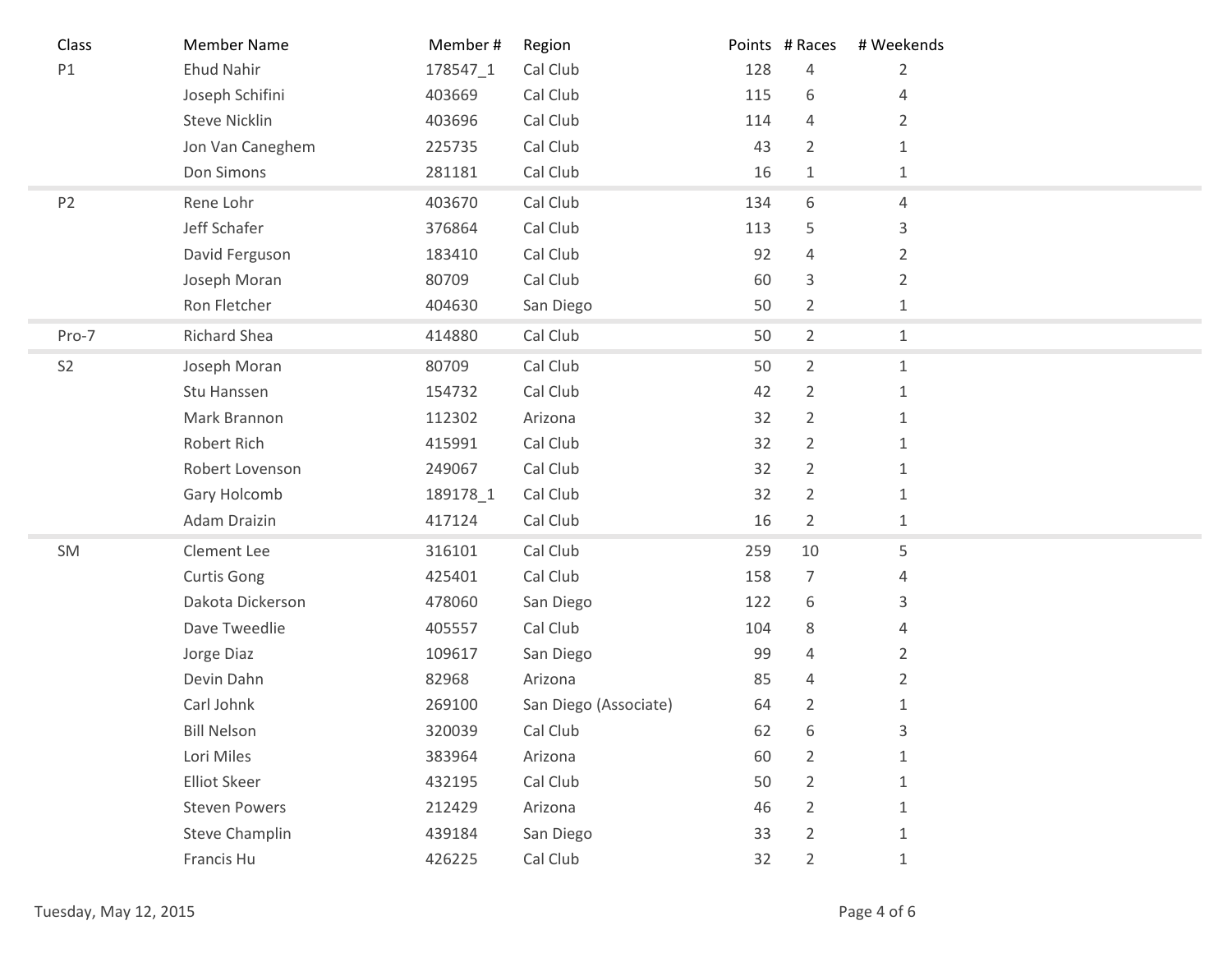| Class | Member Name | Member # | Region | Points | # Races | # Weekends |
|---|---|---|---|---|---|---|
| P1 | Ehud Nahir | 178547_1 | Cal Club | 128 | 4 | 2 |
| | Joseph Schifini | 403669 | Cal Club | 115 | 6 | 4 |
| | Steve Nicklin | 403696 | Cal Club | 114 | 4 | 2 |
| | Jon Van Caneghem | 225735 | Cal Club | 43 | 2 | 1 |
| | Don Simons | 281181 | Cal Club | 16 | 1 | 1 |
| P2 | Rene Lohr | 403670 | Cal Club | 134 | 6 | 4 |
| | Jeff Schafer | 376864 | Cal Club | 113 | 5 | 3 |
| | David Ferguson | 183410 | Cal Club | 92 | 4 | 2 |
| | Joseph Moran | 80709 | Cal Club | 60 | 3 | 2 |
| | Ron Fletcher | 404630 | San Diego | 50 | 2 | 1 |
| Pro-7 | Richard Shea | 414880 | Cal Club | 50 | 2 | 1 |
| S2 | Joseph Moran | 80709 | Cal Club | 50 | 2 | 1 |
| | Stu Hanssen | 154732 | Cal Club | 42 | 2 | 1 |
| | Mark Brannon | 112302 | Arizona | 32 | 2 | 1 |
| | Robert Rich | 415991 | Cal Club | 32 | 2 | 1 |
| | Robert Lovenson | 249067 | Cal Club | 32 | 2 | 1 |
| | Gary Holcomb | 189178_1 | Cal Club | 32 | 2 | 1 |
| | Adam Draizin | 417124 | Cal Club | 16 | 2 | 1 |
| SM | Clement Lee | 316101 | Cal Club | 259 | 10 | 5 |
| | Curtis Gong | 425401 | Cal Club | 158 | 7 | 4 |
| | Dakota Dickerson | 478060 | San Diego | 122 | 6 | 3 |
| | Dave Tweedlie | 405557 | Cal Club | 104 | 8 | 4 |
| | Jorge Diaz | 109617 | San Diego | 99 | 4 | 2 |
| | Devin Dahn | 82968 | Arizona | 85 | 4 | 2 |
| | Carl Johnk | 269100 | San Diego (Associate) | 64 | 2 | 1 |
| | Bill Nelson | 320039 | Cal Club | 62 | 6 | 3 |
| | Lori Miles | 383964 | Arizona | 60 | 2 | 1 |
| | Elliot Skeer | 432195 | Cal Club | 50 | 2 | 1 |
| | Steven Powers | 212429 | Arizona | 46 | 2 | 1 |
| | Steve Champlin | 439184 | San Diego | 33 | 2 | 1 |
| | Francis Hu | 426225 | Cal Club | 32 | 2 | 1 |

Tuesday, May 12, 2015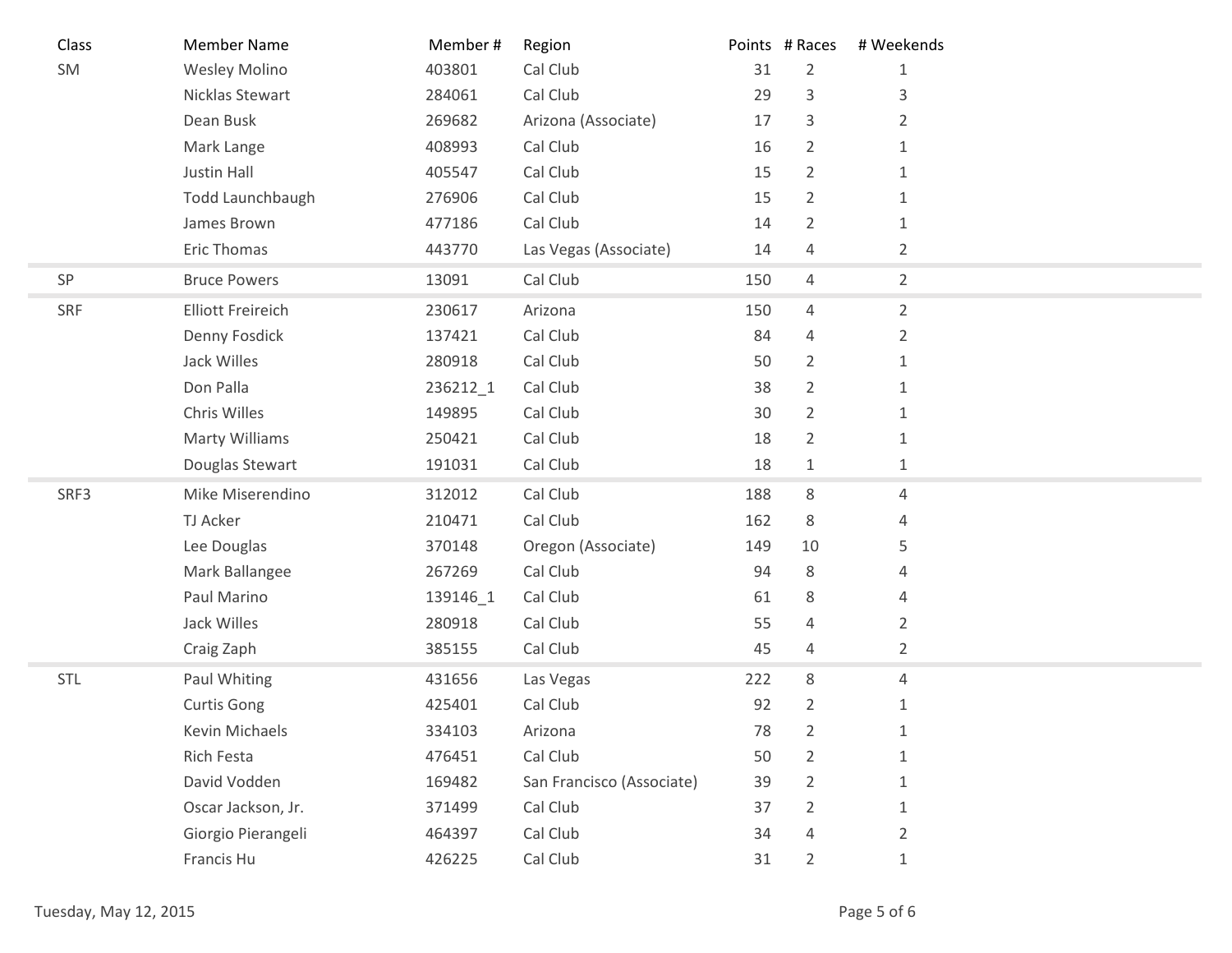| Class | Member Name | Member # | Region | Points | # Races | # Weekends |
|---|---|---|---|---|---|---|
| SM | Wesley Molino | 403801 | Cal Club | 31 | 2 | 1 |
| | Nicklas Stewart | 284061 | Cal Club | 29 | 3 | 3 |
| | Dean Busk | 269682 | Arizona (Associate) | 17 | 3 | 2 |
| | Mark Lange | 408993 | Cal Club | 16 | 2 | 1 |
| | Justin Hall | 405547 | Cal Club | 15 | 2 | 1 |
| | Todd Launchbaugh | 276906 | Cal Club | 15 | 2 | 1 |
| | James Brown | 477186 | Cal Club | 14 | 2 | 1 |
| | Eric Thomas | 443770 | Las Vegas (Associate) | 14 | 4 | 2 |
| SP | Bruce Powers | 13091 | Cal Club | 150 | 4 | 2 |
| SRF | Elliott Freireich | 230617 | Arizona | 150 | 4 | 2 |
| | Denny Fosdick | 137421 | Cal Club | 84 | 4 | 2 |
| | Jack Willes | 280918 | Cal Club | 50 | 2 | 1 |
| | Don Palla | 236212_1 | Cal Club | 38 | 2 | 1 |
| | Chris Willes | 149895 | Cal Club | 30 | 2 | 1 |
| | Marty Williams | 250421 | Cal Club | 18 | 2 | 1 |
| | Douglas Stewart | 191031 | Cal Club | 18 | 1 | 1 |
| SRF3 | Mike Miserendino | 312012 | Cal Club | 188 | 8 | 4 |
| | TJ Acker | 210471 | Cal Club | 162 | 8 | 4 |
| | Lee Douglas | 370148 | Oregon (Associate) | 149 | 10 | 5 |
| | Mark Ballangee | 267269 | Cal Club | 94 | 8 | 4 |
| | Paul Marino | 139146_1 | Cal Club | 61 | 8 | 4 |
| | Jack Willes | 280918 | Cal Club | 55 | 4 | 2 |
| | Craig Zaph | 385155 | Cal Club | 45 | 4 | 2 |
| STL | Paul Whiting | 431656 | Las Vegas | 222 | 8 | 4 |
| | Curtis Gong | 425401 | Cal Club | 92 | 2 | 1 |
| | Kevin Michaels | 334103 | Arizona | 78 | 2 | 1 |
| | Rich Festa | 476451 | Cal Club | 50 | 2 | 1 |
| | David Vodden | 169482 | San Francisco (Associate) | 39 | 2 | 1 |
| | Oscar Jackson, Jr. | 371499 | Cal Club | 37 | 2 | 1 |
| | Giorgio Pierangeli | 464397 | Cal Club | 34 | 4 | 2 |
| | Francis Hu | 426225 | Cal Club | 31 | 2 | 1 |

Tuesday, May 12, 2015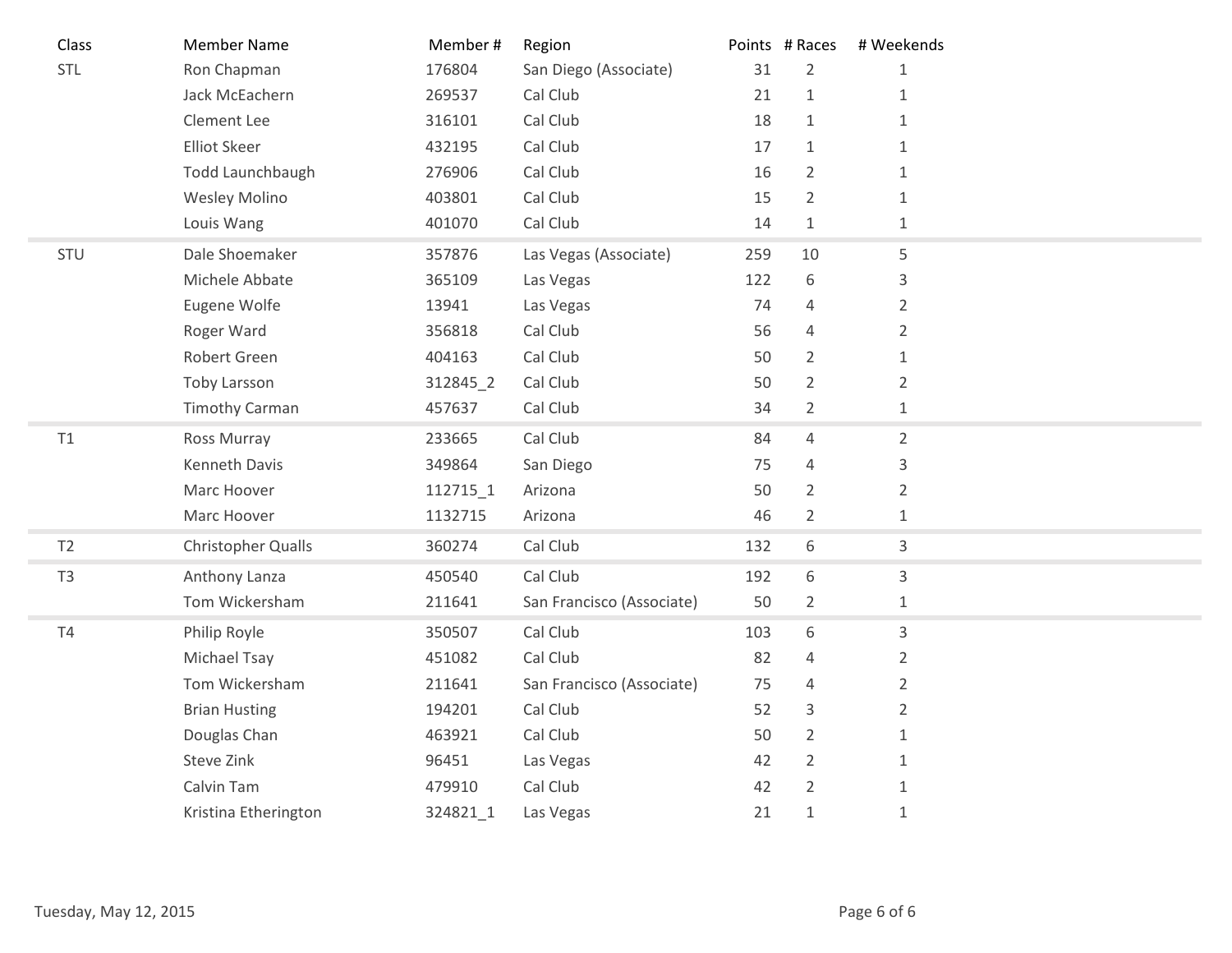| Class | Member Name | Member # | Region | Points | # Races | # Weekends |
|---|---|---|---|---|---|---|
| STL | Ron Chapman | 176804 | San Diego (Associate) | 31 | 2 | 1 |
| | Jack McEachern | 269537 | Cal Club | 21 | 1 | 1 |
| | Clement Lee | 316101 | Cal Club | 18 | 1 | 1 |
| | Elliot Skeer | 432195 | Cal Club | 17 | 1 | 1 |
| | Todd Launchbaugh | 276906 | Cal Club | 16 | 2 | 1 |
| | Wesley Molino | 403801 | Cal Club | 15 | 2 | 1 |
| | Louis Wang | 401070 | Cal Club | 14 | 1 | 1 |
| STU | Dale Shoemaker | 357876 | Las Vegas (Associate) | 259 | 10 | 5 |
| | Michele Abbate | 365109 | Las Vegas | 122 | 6 | 3 |
| | Eugene Wolfe | 13941 | Las Vegas | 74 | 4 | 2 |
| | Roger Ward | 356818 | Cal Club | 56 | 4 | 2 |
| | Robert Green | 404163 | Cal Club | 50 | 2 | 1 |
| | Toby Larsson | 312845_2 | Cal Club | 50 | 2 | 2 |
| | Timothy Carman | 457637 | Cal Club | 34 | 2 | 1 |
| T1 | Ross Murray | 233665 | Cal Club | 84 | 4 | 2 |
| | Kenneth Davis | 349864 | San Diego | 75 | 4 | 3 |
| | Marc Hoover | 112715_1 | Arizona | 50 | 2 | 2 |
| | Marc Hoover | 1132715 | Arizona | 46 | 2 | 1 |
| T2 | Christopher Qualls | 360274 | Cal Club | 132 | 6 | 3 |
| T3 | Anthony Lanza | 450540 | Cal Club | 192 | 6 | 3 |
| | Tom Wickersham | 211641 | San Francisco (Associate) | 50 | 2 | 1 |
| T4 | Philip Royle | 350507 | Cal Club | 103 | 6 | 3 |
| | Michael Tsay | 451082 | Cal Club | 82 | 4 | 2 |
| | Tom Wickersham | 211641 | San Francisco (Associate) | 75 | 4 | 2 |
| | Brian Husting | 194201 | Cal Club | 52 | 3 | 2 |
| | Douglas Chan | 463921 | Cal Club | 50 | 2 | 1 |
| | Steve Zink | 96451 | Las Vegas | 42 | 2 | 1 |
| | Calvin Tam | 479910 | Cal Club | 42 | 2 | 1 |
| | Kristina Etherington | 324821_1 | Las Vegas | 21 | 1 | 1 |

Tuesday, May 12, 2015